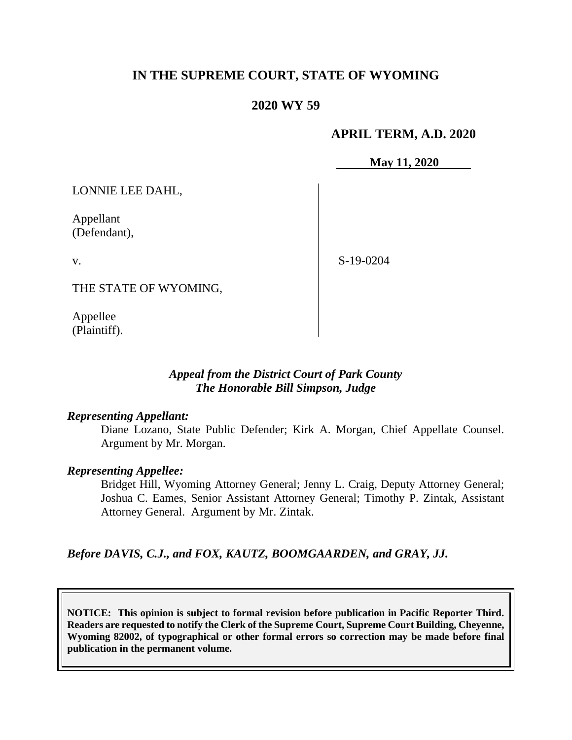# IN THE SUPREME COURT, STATE OF WYOMING

## 2020 WY 59

**APRIL TERM, A.D. 2020**

**May 11, 2020**

LONNIE LEE DAHL,

Appellant
(Defendant),

v.

THE STATE OF WYOMING,

Appellee
(Plaintiff).

S-19-0204

*Appeal from the District Court of Park County*
*The Honorable Bill Simpson, Judge*

***Representing Appellant:***

Diane Lozano, State Public Defender; Kirk A. Morgan, Chief Appellate Counsel. Argument by Mr. Morgan.

***Representing Appellee:***

Bridget Hill, Wyoming Attorney General; Jenny L. Craig, Deputy Attorney General; Joshua C. Eames, Senior Assistant Attorney General; Timothy P. Zintak, Assistant Attorney General. Argument by Mr. Zintak.

***Before DAVIS, C.J., and FOX, KAUTZ, BOOMGAARDEN, and GRAY, JJ.***

**NOTICE: This opinion is subject to formal revision before publication in Pacific Reporter Third. Readers are requested to notify the Clerk of the Supreme Court, Supreme Court Building, Cheyenne, Wyoming 82002, of typographical or other formal errors so correction may be made before final publication in the permanent volume.**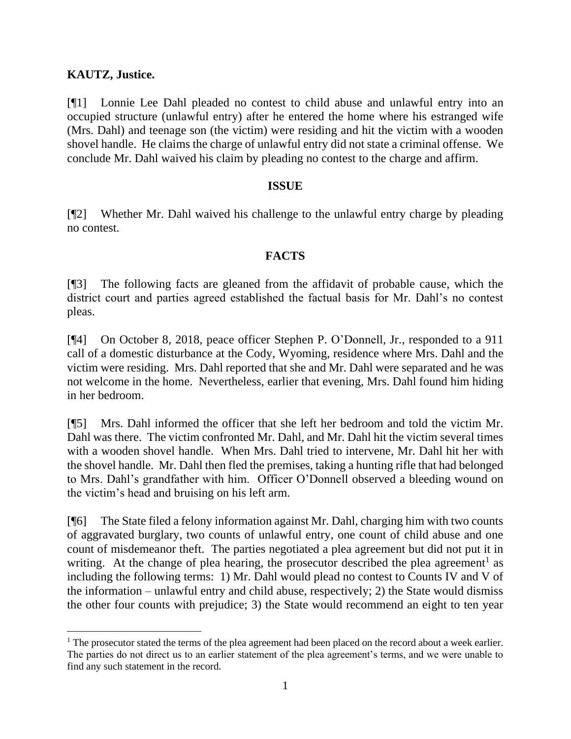**KAUTZ, Justice.**

[¶1] Lonnie Lee Dahl pleaded no contest to child abuse and unlawful entry into an occupied structure (unlawful entry) after he entered the home where his estranged wife (Mrs. Dahl) and teenage son (the victim) were residing and hit the victim with a wooden shovel handle. He claims the charge of unlawful entry did not state a criminal offense. We conclude Mr. Dahl waived his claim by pleading no contest to the charge and affirm.

## ISSUE

[¶2] Whether Mr. Dahl waived his challenge to the unlawful entry charge by pleading no contest.

## FACTS

[¶3] The following facts are gleaned from the affidavit of probable cause, which the district court and parties agreed established the factual basis for Mr. Dahl's no contest pleas.

[¶4] On October 8, 2018, peace officer Stephen P. O'Donnell, Jr., responded to a 911 call of a domestic disturbance at the Cody, Wyoming, residence where Mrs. Dahl and the victim were residing. Mrs. Dahl reported that she and Mr. Dahl were separated and he was not welcome in the home. Nevertheless, earlier that evening, Mrs. Dahl found him hiding in her bedroom.

[¶5] Mrs. Dahl informed the officer that she left her bedroom and told the victim Mr. Dahl was there. The victim confronted Mr. Dahl, and Mr. Dahl hit the victim several times with a wooden shovel handle. When Mrs. Dahl tried to intervene, Mr. Dahl hit her with the shovel handle. Mr. Dahl then fled the premises, taking a hunting rifle that had belonged to Mrs. Dahl's grandfather with him. Officer O'Donnell observed a bleeding wound on the victim's head and bruising on his left arm.

[¶6] The State filed a felony information against Mr. Dahl, charging him with two counts of aggravated burglary, two counts of unlawful entry, one count of child abuse and one count of misdemeanor theft. The parties negotiated a plea agreement but did not put it in writing. At the change of plea hearing, the prosecutor described the plea agreement[1] as including the following terms: 1) Mr. Dahl would plead no contest to Counts IV and V of the information – unlawful entry and child abuse, respectively; 2) the State would dismiss the other four counts with prejudice; 3) the State would recommend an eight to ten year

[1] The prosecutor stated the terms of the plea agreement had been placed on the record about a week earlier. The parties do not direct us to an earlier statement of the plea agreement's terms, and we were unable to find any such statement in the record.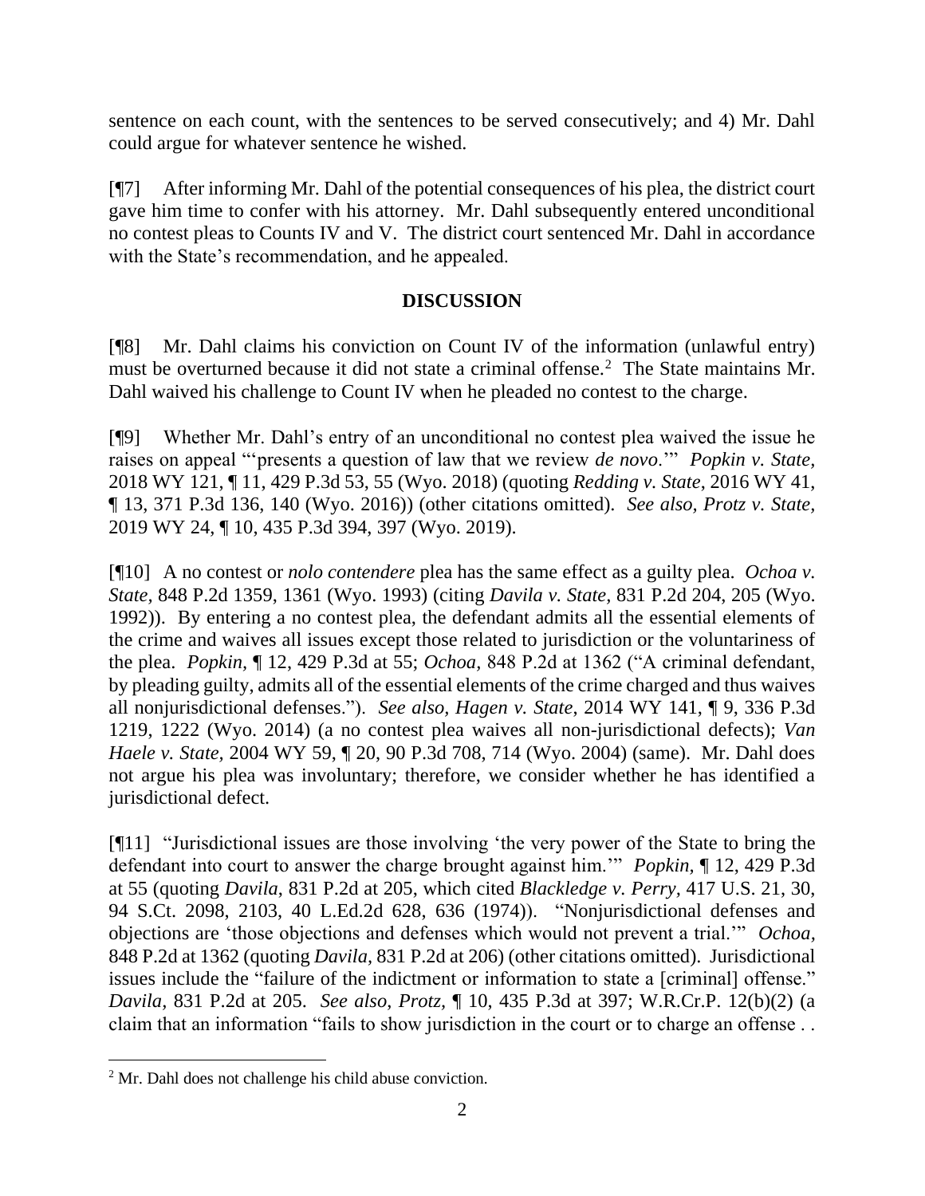sentence on each count, with the sentences to be served consecutively; and 4) Mr. Dahl could argue for whatever sentence he wished.

[¶7] After informing Mr. Dahl of the potential consequences of his plea, the district court gave him time to confer with his attorney. Mr. Dahl subsequently entered unconditional no contest pleas to Counts IV and V. The district court sentenced Mr. Dahl in accordance with the State's recommendation, and he appealed.

## DISCUSSION

[¶8] Mr. Dahl claims his conviction on Count IV of the information (unlawful entry) must be overturned because it did not state a criminal offense.[2] The State maintains Mr. Dahl waived his challenge to Count IV when he pleaded no contest to the charge.

[¶9] Whether Mr. Dahl's entry of an unconditional no contest plea waived the issue he raises on appeal "'presents a question of law that we review *de novo*.'" *Popkin v. State,* 2018 WY 121, ¶ 11, 429 P.3d 53, 55 (Wyo. 2018) (quoting *Redding v. State*, 2016 WY 41, ¶ 13, 371 P.3d 136, 140 (Wyo. 2016)) (other citations omitted). *See also, Protz v. State,* 2019 WY 24, ¶ 10, 435 P.3d 394, 397 (Wyo. 2019).

[¶10] A no contest or *nolo contendere* plea has the same effect as a guilty plea. *Ochoa v. State,* 848 P.2d 1359, 1361 (Wyo. 1993) (citing *Davila v. State*, 831 P.2d 204, 205 (Wyo. 1992)). By entering a no contest plea, the defendant admits all the essential elements of the crime and waives all issues except those related to jurisdiction or the voluntariness of the plea. *Popkin*, ¶ 12, 429 P.3d at 55; *Ochoa*, 848 P.2d at 1362 ("A criminal defendant, by pleading guilty, admits all of the essential elements of the crime charged and thus waives all nonjurisdictional defenses."). *See also, Hagen v. State*, 2014 WY 141, ¶ 9, 336 P.3d 1219, 1222 (Wyo. 2014) (a no contest plea waives all non-jurisdictional defects); *Van Haele v. State,* 2004 WY 59, ¶ 20, 90 P.3d 708, 714 (Wyo. 2004) (same). Mr. Dahl does not argue his plea was involuntary; therefore, we consider whether he has identified a jurisdictional defect.

[¶11] "Jurisdictional issues are those involving 'the very power of the State to bring the defendant into court to answer the charge brought against him.'" *Popkin*, ¶ 12, 429 P.3d at 55 (quoting *Davila*, 831 P.2d at 205, which cited *Blackledge v. Perry*, 417 U.S. 21, 30, 94 S.Ct. 2098, 2103, 40 L.Ed.2d 628, 636 (1974)). "Nonjurisdictional defenses and objections are 'those objections and defenses which would not prevent a trial.'" *Ochoa*, 848 P.2d at 1362 (quoting *Davila*, 831 P.2d at 206) (other citations omitted). Jurisdictional issues include the "failure of the indictment or information to state a [criminal] offense." *Davila*, 831 P.2d at 205. *See also, Protz*, ¶ 10, 435 P.3d at 397; W.R.Cr.P. 12(b)(2) (a claim that an information "fails to show jurisdiction in the court or to charge an offense . .

[2] Mr. Dahl does not challenge his child abuse conviction.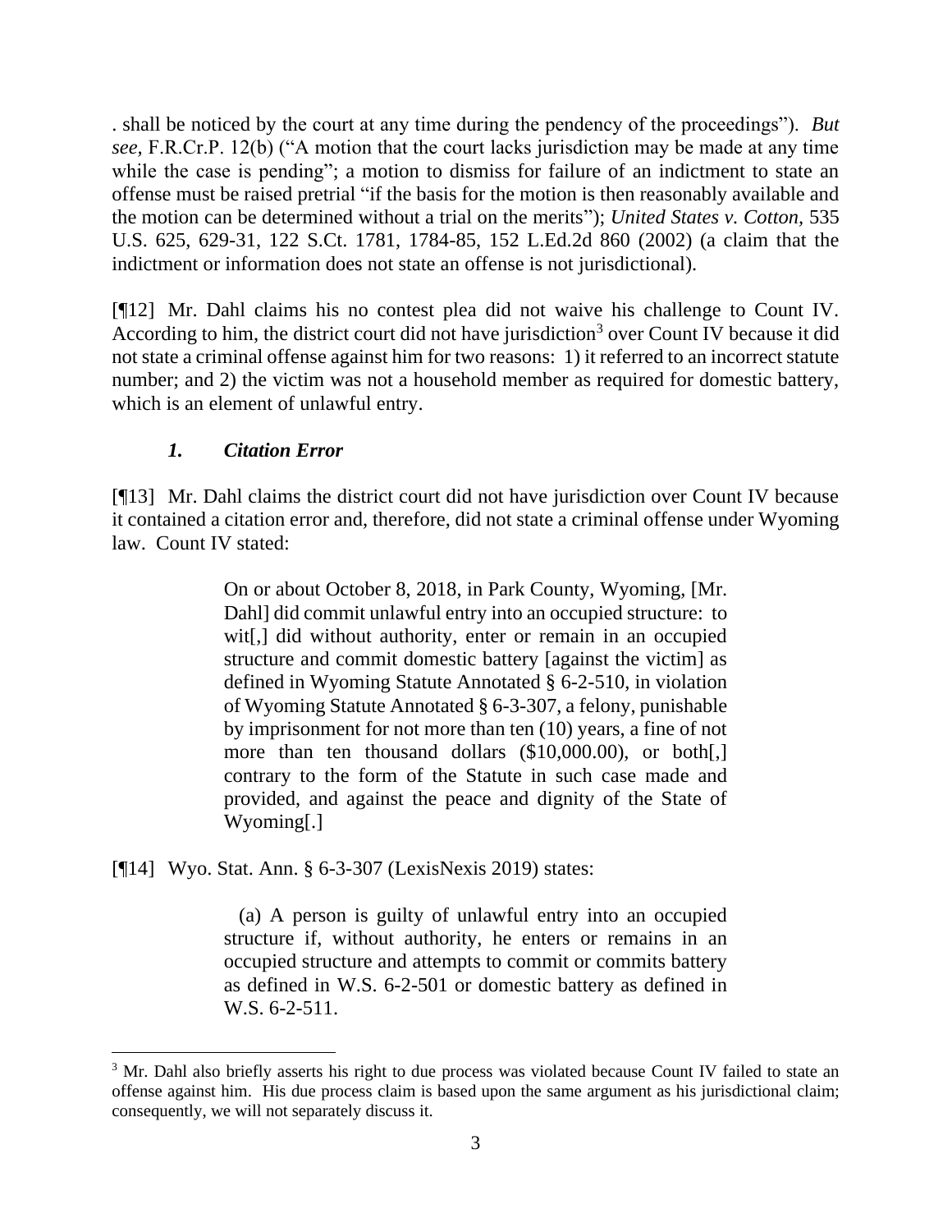. shall be noticed by the court at any time during the pendency of the proceedings"). *But see*, F.R.Cr.P. 12(b) ("A motion that the court lacks jurisdiction may be made at any time while the case is pending"; a motion to dismiss for failure of an indictment to state an offense must be raised pretrial "if the basis for the motion is then reasonably available and the motion can be determined without a trial on the merits"); *United States v. Cotton,* 535 U.S. 625, 629-31, 122 S.Ct. 1781, 1784-85, 152 L.Ed.2d 860 (2002) (a claim that the indictment or information does not state an offense is not jurisdictional).

[¶12] Mr. Dahl claims his no contest plea did not waive his challenge to Count IV. According to him, the district court did not have jurisdiction[3] over Count IV because it did not state a criminal offense against him for two reasons: 1) it referred to an incorrect statute number; and 2) the victim was not a household member as required for domestic battery, which is an element of unlawful entry.

### *1. Citation Error*

[¶13] Mr. Dahl claims the district court did not have jurisdiction over Count IV because it contained a citation error and, therefore, did not state a criminal offense under Wyoming law. Count IV stated:

> On or about October 8, 2018, in Park County, Wyoming, [Mr. Dahl] did commit unlawful entry into an occupied structure: to wit[,] did without authority, enter or remain in an occupied structure and commit domestic battery [against the victim] as defined in Wyoming Statute Annotated § 6-2-510, in violation of Wyoming Statute Annotated § 6-3-307, a felony, punishable by imprisonment for not more than ten (10) years, a fine of not more than ten thousand dollars ($10,000.00), or both[,] contrary to the form of the Statute in such case made and provided, and against the peace and dignity of the State of Wyoming[.]

[¶14] Wyo. Stat. Ann. § 6-3-307 (LexisNexis 2019) states:

> (a) A person is guilty of unlawful entry into an occupied structure if, without authority, he enters or remains in an occupied structure and attempts to commit or commits battery as defined in W.S. 6-2-501 or domestic battery as defined in W.S. 6-2-511.

---

[3] Mr. Dahl also briefly asserts his right to due process was violated because Count IV failed to state an offense against him. His due process claim is based upon the same argument as his jurisdictional claim; consequently, we will not separately discuss it.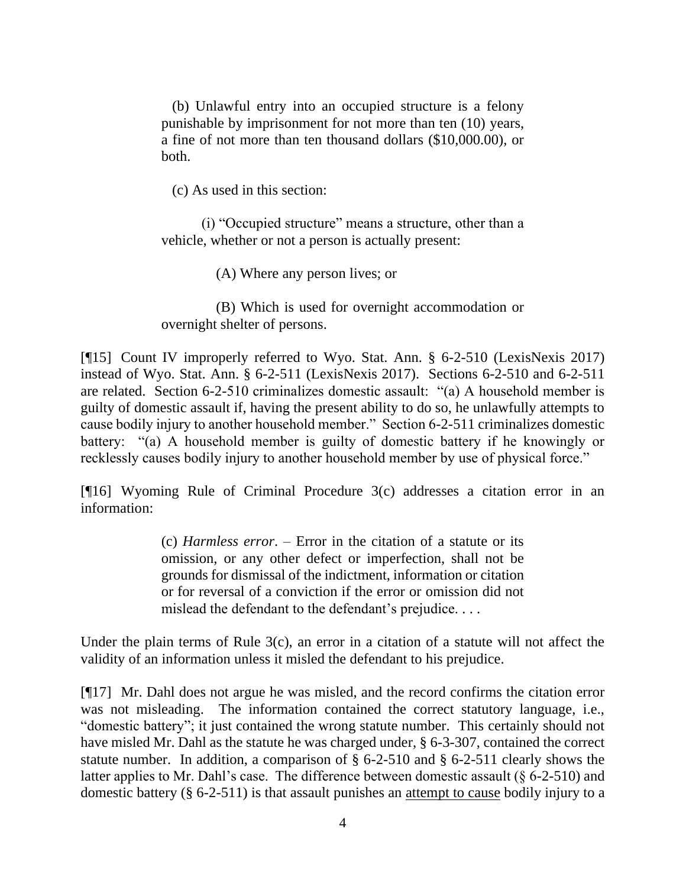> (b) Unlawful entry into an occupied structure is a felony punishable by imprisonment for not more than ten (10) years, a fine of not more than ten thousand dollars ($10,000.00), or both.
>
> (c) As used in this section:
>
> (i) "Occupied structure" means a structure, other than a vehicle, whether or not a person is actually present:
>
> (A) Where any person lives; or
>
> (B) Which is used for overnight accommodation or overnight shelter of persons.

[¶15] Count IV improperly referred to Wyo. Stat. Ann. § 6-2-510 (LexisNexis 2017) instead of Wyo. Stat. Ann. § 6-2-511 (LexisNexis 2017). Sections 6-2-510 and 6-2-511 are related. Section 6-2-510 criminalizes domestic assault: "(a) A household member is guilty of domestic assault if, having the present ability to do so, he unlawfully attempts to cause bodily injury to another household member." Section 6-2-511 criminalizes domestic battery: "(a) A household member is guilty of domestic battery if he knowingly or recklessly causes bodily injury to another household member by use of physical force."

[¶16] Wyoming Rule of Criminal Procedure 3(c) addresses a citation error in an information:

> (c) *Harmless error*. – Error in the citation of a statute or its omission, or any other defect or imperfection, shall not be grounds for dismissal of the indictment, information or citation or for reversal of a conviction if the error or omission did not mislead the defendant to the defendant's prejudice. . . .

Under the plain terms of Rule 3(c), an error in a citation of a statute will not affect the validity of an information unless it misled the defendant to his prejudice.

[¶17] Mr. Dahl does not argue he was misled, and the record confirms the citation error was not misleading. The information contained the correct statutory language, i.e., "domestic battery"; it just contained the wrong statute number. This certainly should not have misled Mr. Dahl as the statute he was charged under, § 6-3-307, contained the correct statute number. In addition, a comparison of § 6-2-510 and § 6-2-511 clearly shows the latter applies to Mr. Dahl's case. The difference between domestic assault (§ 6-2-510) and domestic battery (§ 6-2-511) is that assault punishes an <u>attempt to cause</u> bodily injury to a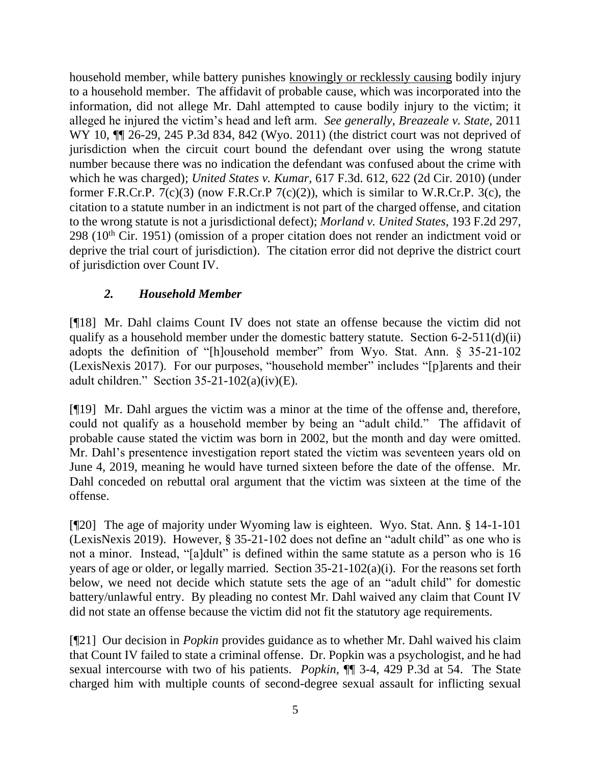household member, while battery punishes knowingly or recklessly causing bodily injury to a household member. The affidavit of probable cause, which was incorporated into the information, did not allege Mr. Dahl attempted to cause bodily injury to the victim; it alleged he injured the victim's head and left arm. *See generally*, *Breazeale v. State*, 2011 WY 10, ¶¶ 26-29, 245 P.3d 834, 842 (Wyo. 2011) (the district court was not deprived of jurisdiction when the circuit court bound the defendant over using the wrong statute number because there was no indication the defendant was confused about the crime with which he was charged); *United States v. Kumar*, 617 F.3d. 612, 622 (2d Cir. 2010) (under former F.R.Cr.P. 7(c)(3) (now F.R.Cr.P 7(c)(2)), which is similar to W.R.Cr.P. 3(c), the citation to a statute number in an indictment is not part of the charged offense, and citation to the wrong statute is not a jurisdictional defect); *Morland v. United States*, 193 F.2d 297, 298 (10th Cir. 1951) (omission of a proper citation does not render an indictment void or deprive the trial court of jurisdiction). The citation error did not deprive the district court of jurisdiction over Count IV.

### *2. Household Member*

[¶18] Mr. Dahl claims Count IV does not state an offense because the victim did not qualify as a household member under the domestic battery statute. Section 6-2-511(d)(ii) adopts the definition of "[h]ousehold member" from Wyo. Stat. Ann. § 35-21-102 (LexisNexis 2017). For our purposes, "household member" includes "[p]arents and their adult children." Section 35-21-102(a)(iv)(E).

[¶19] Mr. Dahl argues the victim was a minor at the time of the offense and, therefore, could not qualify as a household member by being an "adult child." The affidavit of probable cause stated the victim was born in 2002, but the month and day were omitted. Mr. Dahl's presentence investigation report stated the victim was seventeen years old on June 4, 2019, meaning he would have turned sixteen before the date of the offense. Mr. Dahl conceded on rebuttal oral argument that the victim was sixteen at the time of the offense.

[¶20] The age of majority under Wyoming law is eighteen. Wyo. Stat. Ann. § 14-1-101 (LexisNexis 2019). However, § 35-21-102 does not define an "adult child" as one who is not a minor. Instead, "[a]dult" is defined within the same statute as a person who is 16 years of age or older, or legally married. Section 35-21-102(a)(i). For the reasons set forth below, we need not decide which statute sets the age of an "adult child" for domestic battery/unlawful entry. By pleading no contest Mr. Dahl waived any claim that Count IV did not state an offense because the victim did not fit the statutory age requirements.

[¶21] Our decision in *Popkin* provides guidance as to whether Mr. Dahl waived his claim that Count IV failed to state a criminal offense. Dr. Popkin was a psychologist, and he had sexual intercourse with two of his patients. *Popkin*, ¶¶ 3-4, 429 P.3d at 54. The State charged him with multiple counts of second-degree sexual assault for inflicting sexual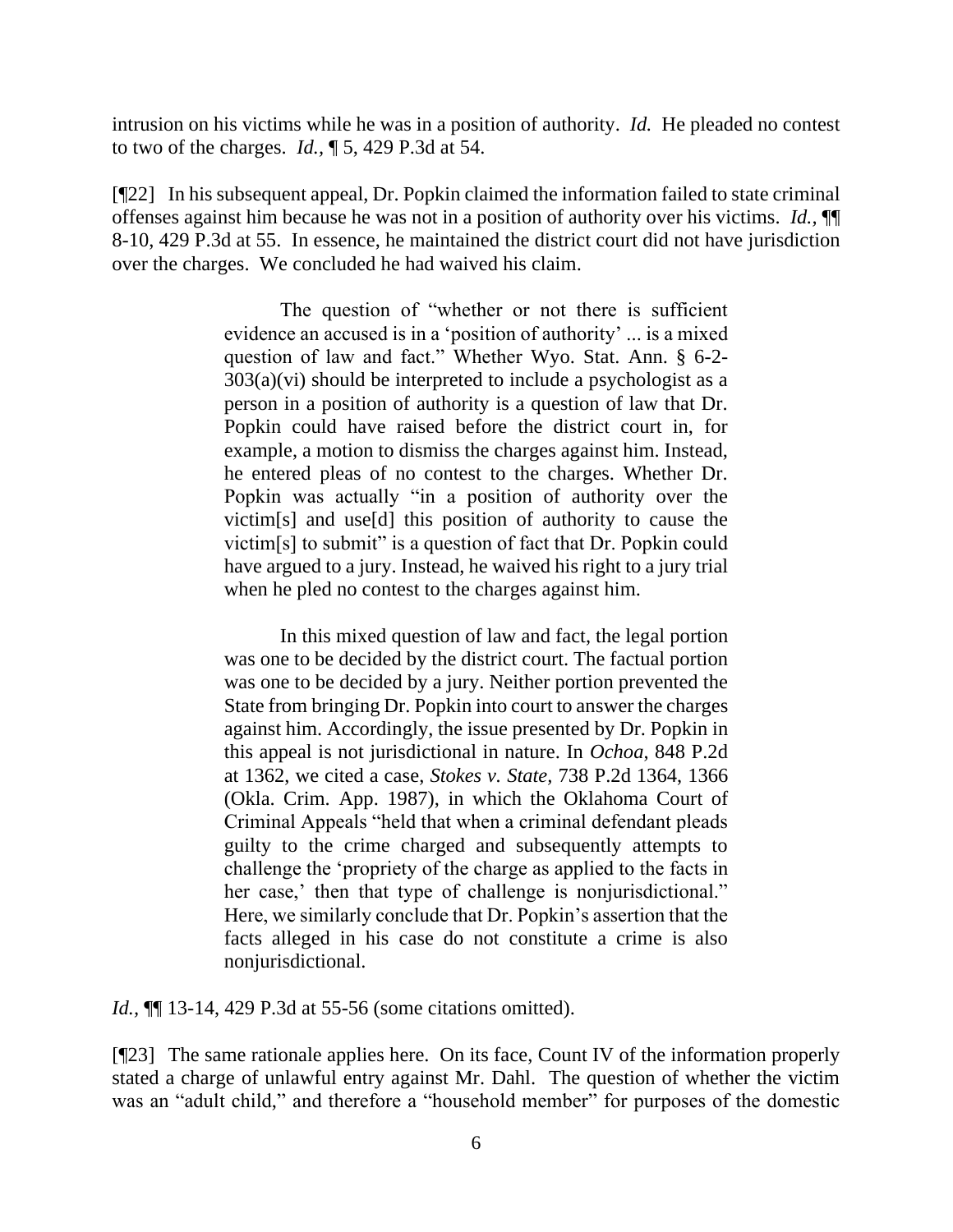intrusion on his victims while he was in a position of authority. *Id.* He pleaded no contest to two of the charges. *Id.*, ¶ 5, 429 P.3d at 54.

[¶22] In his subsequent appeal, Dr. Popkin claimed the information failed to state criminal offenses against him because he was not in a position of authority over his victims. *Id.*, ¶¶ 8-10, 429 P.3d at 55. In essence, he maintained the district court did not have jurisdiction over the charges. We concluded he had waived his claim.

> The question of "whether or not there is sufficient evidence an accused is in a 'position of authority' ... is a mixed question of law and fact." Whether Wyo. Stat. Ann. § 6-2-303(a)(vi) should be interpreted to include a psychologist as a person in a position of authority is a question of law that Dr. Popkin could have raised before the district court in, for example, a motion to dismiss the charges against him. Instead, he entered pleas of no contest to the charges. Whether Dr. Popkin was actually "in a position of authority over the victim[s] and use[d] this position of authority to cause the victim[s] to submit" is a question of fact that Dr. Popkin could have argued to a jury. Instead, he waived his right to a jury trial when he pled no contest to the charges against him.
>
> In this mixed question of law and fact, the legal portion was one to be decided by the district court. The factual portion was one to be decided by a jury. Neither portion prevented the State from bringing Dr. Popkin into court to answer the charges against him. Accordingly, the issue presented by Dr. Popkin in this appeal is not jurisdictional in nature. In *Ochoa*, 848 P.2d at 1362, we cited a case, *Stokes v. State*, 738 P.2d 1364, 1366 (Okla. Crim. App. 1987), in which the Oklahoma Court of Criminal Appeals "held that when a criminal defendant pleads guilty to the crime charged and subsequently attempts to challenge the 'propriety of the charge as applied to the facts in her case,' then that type of challenge is nonjurisdictional." Here, we similarly conclude that Dr. Popkin's assertion that the facts alleged in his case do not constitute a crime is also nonjurisdictional.

*Id.*, ¶¶ 13-14, 429 P.3d at 55-56 (some citations omitted).

[¶23] The same rationale applies here. On its face, Count IV of the information properly stated a charge of unlawful entry against Mr. Dahl. The question of whether the victim was an "adult child," and therefore a "household member" for purposes of the domestic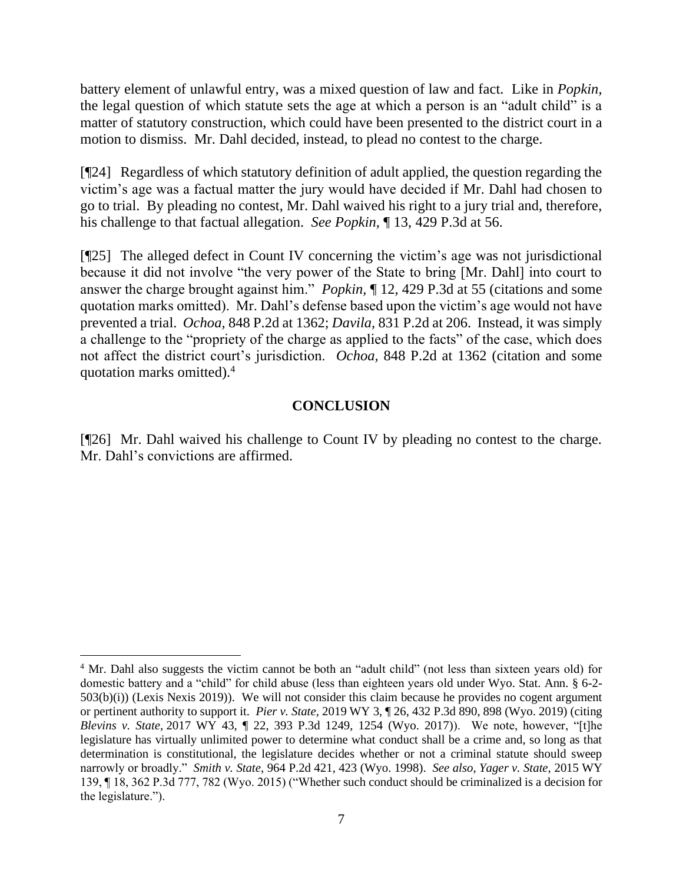battery element of unlawful entry, was a mixed question of law and fact. Like in *Popkin*, the legal question of which statute sets the age at which a person is an "adult child" is a matter of statutory construction, which could have been presented to the district court in a motion to dismiss. Mr. Dahl decided, instead, to plead no contest to the charge.

[¶24] Regardless of which statutory definition of adult applied, the question regarding the victim's age was a factual matter the jury would have decided if Mr. Dahl had chosen to go to trial. By pleading no contest, Mr. Dahl waived his right to a jury trial and, therefore, his challenge to that factual allegation. *See Popkin,* ¶ 13, 429 P.3d at 56.

[¶25] The alleged defect in Count IV concerning the victim's age was not jurisdictional because it did not involve "the very power of the State to bring [Mr. Dahl] into court to answer the charge brought against him." *Popkin,* ¶ 12, 429 P.3d at 55 (citations and some quotation marks omitted). Mr. Dahl's defense based upon the victim's age would not have prevented a trial. *Ochoa,* 848 P.2d at 1362; *Davila,* 831 P.2d at 206. Instead, it was simply a challenge to the "propriety of the charge as applied to the facts" of the case, which does not affect the district court's jurisdiction. *Ochoa,* 848 P.2d at 1362 (citation and some quotation marks omitted).[4]

## CONCLUSION

[¶26] Mr. Dahl waived his challenge to Count IV by pleading no contest to the charge. Mr. Dahl's convictions are affirmed.

---

[4] Mr. Dahl also suggests the victim cannot be both an "adult child" (not less than sixteen years old) for domestic battery and a "child" for child abuse (less than eighteen years old under Wyo. Stat. Ann. § 6-2-503(b)(i)) (Lexis Nexis 2019)). We will not consider this claim because he provides no cogent argument or pertinent authority to support it. *Pier v. State,* 2019 WY 3, ¶ 26, 432 P.3d 890, 898 (Wyo. 2019) (citing *Blevins v. State,* 2017 WY 43, ¶ 22, 393 P.3d 1249, 1254 (Wyo. 2017)). We note, however, "[t]he legislature has virtually unlimited power to determine what conduct shall be a crime and, so long as that determination is constitutional, the legislature decides whether or not a criminal statute should sweep narrowly or broadly." *Smith v. State,* 964 P.2d 421, 423 (Wyo. 1998). *See also, Yager v. State,* 2015 WY 139, ¶ 18, 362 P.3d 777, 782 (Wyo. 2015) ("Whether such conduct should be criminalized is a decision for the legislature.").